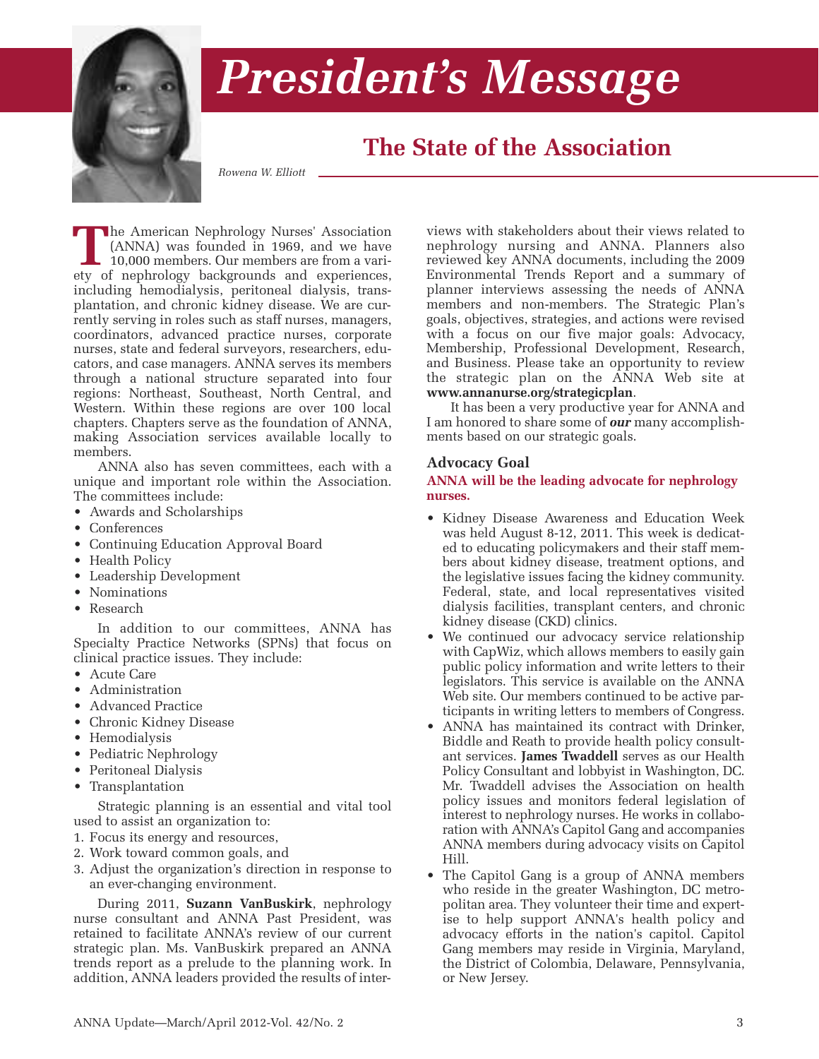# President's Message

## The State of the Association

*Rowena W. Elliott*

The American Nephrology Nurses' Association (ANNA) was founded in 1969, and we have 10,000 members. Our members are from a variety of nephrology backgrounds and experiences, including hemodialysis, peritoneal dialysis, transplantation, and chronic kidney disease. We are currently serving in roles such as staff nurses, managers, coordinators, advanced practice nurses, corporate nurses, state and federal surveyors, researchers, educators, and case managers. ANNA serves its members through a national structure separated into four regions: Northeast, Southeast, North Central, and Western. Within these regions are over 100 local chapters. Chapters serve as the foundation of ANNA, making Association services available locally to members.

ANNA also has seven committees, each with a unique and important role within the Association. The committees include:

- Awards and Scholarships
- Conferences
- Continuing Education Approval Board
- Health Policy
- Leadership Development
- Nominations
- Research

In addition to our committees, ANNA has Specialty Practice Networks (SPNs) that focus on clinical practice issues. They include:

- Acute Care
- Administration
- Advanced Practice
- Chronic Kidney Disease
- Hemodialysis
- Pediatric Nephrology
- Peritoneal Dialysis
- Transplantation

Strategic planning is an essential and vital tool used to assist an organization to:

1. Focus its energy and resources,
2. Work toward common goals, and
3. Adjust the organization's direction in response to an ever-changing environment.

During 2011, **Suzann VanBuskirk**, nephrology nurse consultant and ANNA Past President, was retained to facilitate ANNA's review of our current strategic plan. Ms. VanBuskirk prepared an ANNA trends report as a prelude to the planning work. In addition, ANNA leaders provided the results of interviews with stakeholders about their views related to nephrology nursing and ANNA. Planners also reviewed key ANNA documents, including the 2009 Environmental Trends Report and a summary of planner interviews assessing the needs of ANNA members and non-members. The Strategic Plan's goals, objectives, strategies, and actions were revised with a focus on our five major goals: Advocacy, Membership, Professional Development, Research, and Business. Please take an opportunity to review the strategic plan on the ANNA Web site at **www.annanurse.org/strategicplan**.

It has been a very productive year for ANNA and I am honored to share some of ***our*** many accomplishments based on our strategic goals.

### Advocacy Goal

**ANNA will be the leading advocate for nephrology nurses.**

- Kidney Disease Awareness and Education Week was held August 8-12, 2011. This week is dedicated to educating policymakers and their staff members about kidney disease, treatment options, and the legislative issues facing the kidney community. Federal, state, and local representatives visited dialysis facilities, transplant centers, and chronic kidney disease (CKD) clinics.
- We continued our advocacy service relationship with CapWiz, which allows members to easily gain public policy information and write letters to their legislators. This service is available on the ANNA Web site. Our members continued to be active participants in writing letters to members of Congress.
- ANNA has maintained its contract with Drinker, Biddle and Reath to provide health policy consultant services. **James Twaddell** serves as our Health Policy Consultant and lobbyist in Washington, DC. Mr. Twaddell advises the Association on health policy issues and monitors federal legislation of interest to nephrology nurses. He works in collaboration with ANNA's Capitol Gang and accompanies ANNA members during advocacy visits on Capitol Hill.
- The Capitol Gang is a group of ANNA members who reside in the greater Washington, DC metropolitan area. They volunteer their time and expertise to help support ANNA's health policy and advocacy efforts in the nation's capitol. Capitol Gang members may reside in Virginia, Maryland, the District of Colombia, Delaware, Pennsylvania, or New Jersey.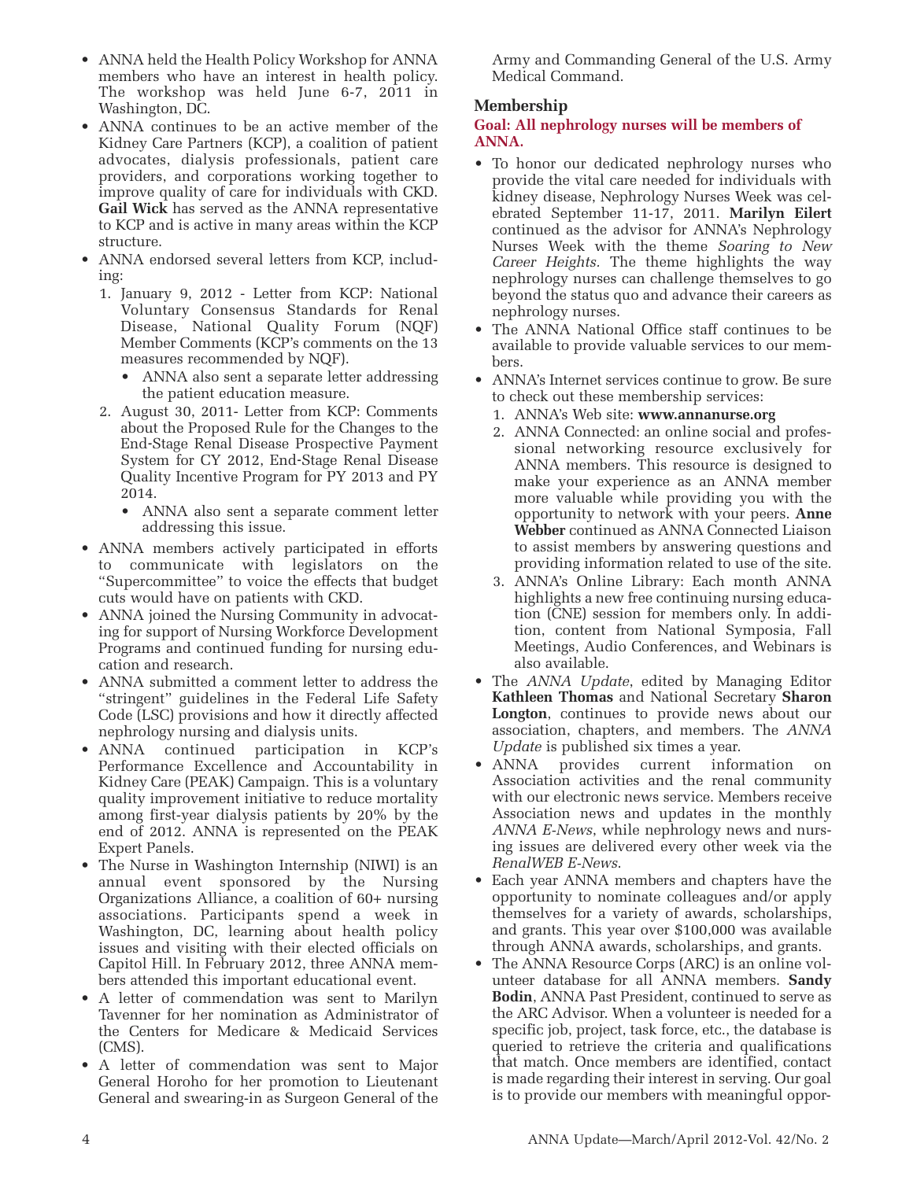- ANNA held the Health Policy Workshop for ANNA members who have an interest in health policy. The workshop was held June 6-7, 2011 in Washington, DC.
- ANNA continues to be an active member of the Kidney Care Partners (KCP), a coalition of patient advocates, dialysis professionals, patient care providers, and corporations working together to improve quality of care for individuals with CKD. **Gail Wick** has served as the ANNA representative to KCP and is active in many areas within the KCP structure.
- ANNA endorsed several letters from KCP, including:
  1. January 9, 2012 - Letter from KCP: National Voluntary Consensus Standards for Renal Disease, National Quality Forum (NQF) Member Comments (KCP's comments on the 13 measures recommended by NQF).
     - ANNA also sent a separate letter addressing the patient education measure.
  2. August 30, 2011- Letter from KCP: Comments about the Proposed Rule for the Changes to the End-Stage Renal Disease Prospective Payment System for CY 2012, End-Stage Renal Disease Quality Incentive Program for PY 2013 and PY 2014.
     - ANNA also sent a separate comment letter addressing this issue.
- ANNA members actively participated in efforts to communicate with legislators on the "Supercommittee" to voice the effects that budget cuts would have on patients with CKD.
- ANNA joined the Nursing Community in advocating for support of Nursing Workforce Development Programs and continued funding for nursing education and research.
- ANNA submitted a comment letter to address the "stringent" guidelines in the Federal Life Safety Code (LSC) provisions and how it directly affected nephrology nursing and dialysis units.
- ANNA continued participation in KCP's Performance Excellence and Accountability in Kidney Care (PEAK) Campaign. This is a voluntary quality improvement initiative to reduce mortality among first-year dialysis patients by 20% by the end of 2012. ANNA is represented on the PEAK Expert Panels.
- The Nurse in Washington Internship (NIWI) is an annual event sponsored by the Nursing Organizations Alliance, a coalition of 60+ nursing associations. Participants spend a week in Washington, DC, learning about health policy issues and visiting with their elected officials on Capitol Hill. In February 2012, three ANNA members attended this important educational event.
- A letter of commendation was sent to Marilyn Tavenner for her nomination as Administrator of the Centers for Medicare & Medicaid Services (CMS).
- A letter of commendation was sent to Major General Horoho for her promotion to Lieutenant General and swearing-in as Surgeon General of the Army and Commanding General of the U.S. Army Medical Command.

## Membership

**Goal: All nephrology nurses will be members of ANNA.**

- To honor our dedicated nephrology nurses who provide the vital care needed for individuals with kidney disease, Nephrology Nurses Week was celebrated September 11-17, 2011. **Marilyn Eilert** continued as the advisor for ANNA's Nephrology Nurses Week with the theme *Soaring to New Career Heights*. The theme highlights the way nephrology nurses can challenge themselves to go beyond the status quo and advance their careers as nephrology nurses.
- The ANNA National Office staff continues to be available to provide valuable services to our members.
- ANNA's Internet services continue to grow. Be sure to check out these membership services:
  1. ANNA's Web site: **www.annanurse.org**
  2. ANNA Connected: an online social and professional networking resource exclusively for ANNA members. This resource is designed to make your experience as an ANNA member more valuable while providing you with the opportunity to network with your peers. **Anne Webber** continued as ANNA Connected Liaison to assist members by answering questions and providing information related to use of the site.
  3. ANNA's Online Library: Each month ANNA highlights a new free continuing nursing education (CNE) session for members only. In addition, content from National Symposia, Fall Meetings, Audio Conferences, and Webinars is also available.
- The *ANNA Update*, edited by Managing Editor **Kathleen Thomas** and National Secretary **Sharon Longton**, continues to provide news about our association, chapters, and members. The *ANNA Update* is published six times a year.
- ANNA provides current information on Association activities and the renal community with our electronic news service. Members receive Association news and updates in the monthly *ANNA E-News*, while nephrology news and nursing issues are delivered every other week via the *RenalWEB E-News*.
- Each year ANNA members and chapters have the opportunity to nominate colleagues and/or apply themselves for a variety of awards, scholarships, and grants. This year over $100,000 was available through ANNA awards, scholarships, and grants.
- The ANNA Resource Corps (ARC) is an online volunteer database for all ANNA members. **Sandy Bodin**, ANNA Past President, continued to serve as the ARC Advisor. When a volunteer is needed for a specific job, project, task force, etc., the database is queried to retrieve the criteria and qualifications that match. Once members are identified, contact is made regarding their interest in serving. Our goal is to provide our members with meaningful oppor-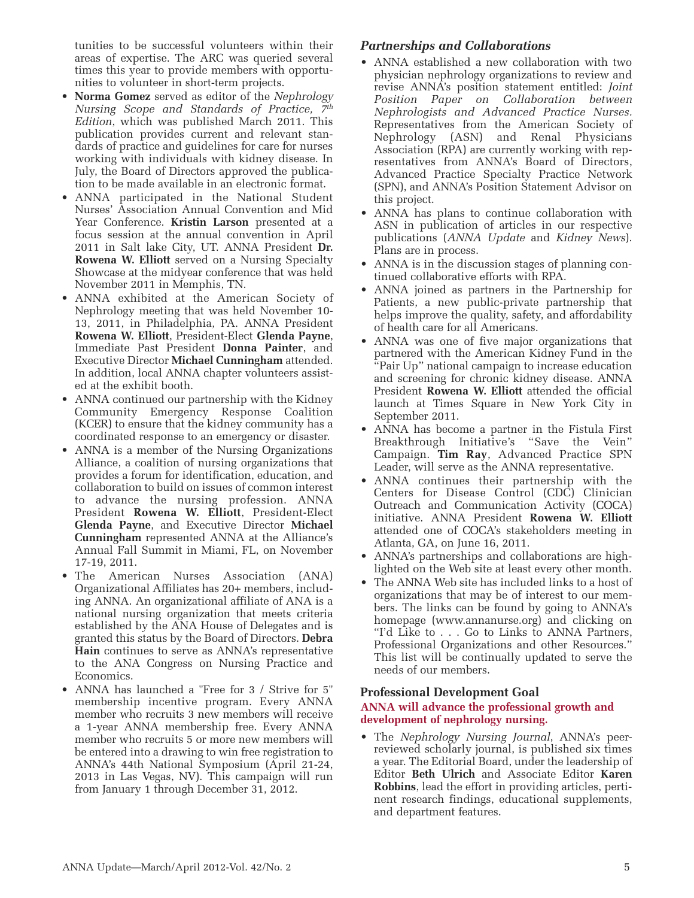tunities to be successful volunteers within their areas of expertise. The ARC was queried several times this year to provide members with opportunities to volunteer in short-term projects.

- **Norma Gomez** served as editor of the *Nephrology Nursing Scope and Standards of Practice, 7th Edition*, which was published March 2011. This publication provides current and relevant standards of practice and guidelines for care for nurses working with individuals with kidney disease. In July, the Board of Directors approved the publication to be made available in an electronic format.
- ANNA participated in the National Student Nurses' Association Annual Convention and Mid Year Conference. **Kristin Larson** presented at a focus session at the annual convention in April 2011 in Salt lake City, UT. ANNA President **Dr. Rowena W. Elliott** served on a Nursing Specialty Showcase at the midyear conference that was held November 2011 in Memphis, TN.
- ANNA exhibited at the American Society of Nephrology meeting that was held November 10-13, 2011, in Philadelphia, PA. ANNA President **Rowena W. Elliott**, President-Elect **Glenda Payne**, Immediate Past President **Donna Painter**, and Executive Director **Michael Cunningham** attended. In addition, local ANNA chapter volunteers assisted at the exhibit booth.
- ANNA continued our partnership with the Kidney Community Emergency Response Coalition (KCER) to ensure that the kidney community has a coordinated response to an emergency or disaster.
- ANNA is a member of the Nursing Organizations Alliance, a coalition of nursing organizations that provides a forum for identification, education, and collaboration to build on issues of common interest to advance the nursing profession. ANNA President **Rowena W. Elliott**, President-Elect **Glenda Payne**, and Executive Director **Michael Cunningham** represented ANNA at the Alliance's Annual Fall Summit in Miami, FL, on November 17-19, 2011.
- The American Nurses Association (ANA) Organizational Affiliates has 20+ members, including ANNA. An organizational affiliate of ANA is a national nursing organization that meets criteria established by the ANA House of Delegates and is granted this status by the Board of Directors. **Debra Hain** continues to serve as ANNA's representative to the ANA Congress on Nursing Practice and Economics.
- ANNA has launched a "Free for 3 / Strive for 5" membership incentive program. Every ANNA member who recruits 3 new members will receive a 1-year ANNA membership free. Every ANNA member who recruits 5 or more new members will be entered into a drawing to win free registration to ANNA's 44th National Symposium (April 21-24, 2013 in Las Vegas, NV). This campaign will run from January 1 through December 31, 2012.

### *Partnerships and Collaborations*

- ANNA established a new collaboration with two physician nephrology organizations to review and revise ANNA's position statement entitled: *Joint Position Paper on Collaboration between Nephrologists and Advanced Practice Nurses.* Representatives from the American Society of Nephrology (ASN) and Renal Physicians Association (RPA) are currently working with representatives from ANNA's Board of Directors, Advanced Practice Specialty Practice Network (SPN), and ANNA's Position Statement Advisor on this project.
- ANNA has plans to continue collaboration with ASN in publication of articles in our respective publications (*ANNA Update* and *Kidney News*). Plans are in process.
- ANNA is in the discussion stages of planning continued collaborative efforts with RPA.
- ANNA joined as partners in the Partnership for Patients, a new public-private partnership that helps improve the quality, safety, and affordability of health care for all Americans.
- ANNA was one of five major organizations that partnered with the American Kidney Fund in the "Pair Up" national campaign to increase education and screening for chronic kidney disease. ANNA President **Rowena W. Elliott** attended the official launch at Times Square in New York City in September 2011.
- ANNA has become a partner in the Fistula First Breakthrough Initiative's "Save the Vein" Campaign. **Tim Ray**, Advanced Practice SPN Leader, will serve as the ANNA representative.
- ANNA continues their partnership with the Centers for Disease Control (CDC) Clinician Outreach and Communication Activity (COCA) initiative. ANNA President **Rowena W. Elliott** attended one of COCA's stakeholders meeting in Atlanta, GA, on June 16, 2011.
- ANNA's partnerships and collaborations are highlighted on the Web site at least every other month.
- The ANNA Web site has included links to a host of organizations that may be of interest to our members. The links can be found by going to ANNA's homepage (www.annanurse.org) and clicking on "I'd Like to . . . Go to Links to ANNA Partners, Professional Organizations and other Resources." This list will be continually updated to serve the needs of our members.

### Professional Development Goal

**ANNA will advance the professional growth and development of nephrology nursing.**

- The *Nephrology Nursing Journal*, ANNA's peer-reviewed scholarly journal, is published six times a year. The Editorial Board, under the leadership of Editor **Beth Ulrich** and Associate Editor **Karen Robbins**, lead the effort in providing articles, pertinent research findings, educational supplements, and department features.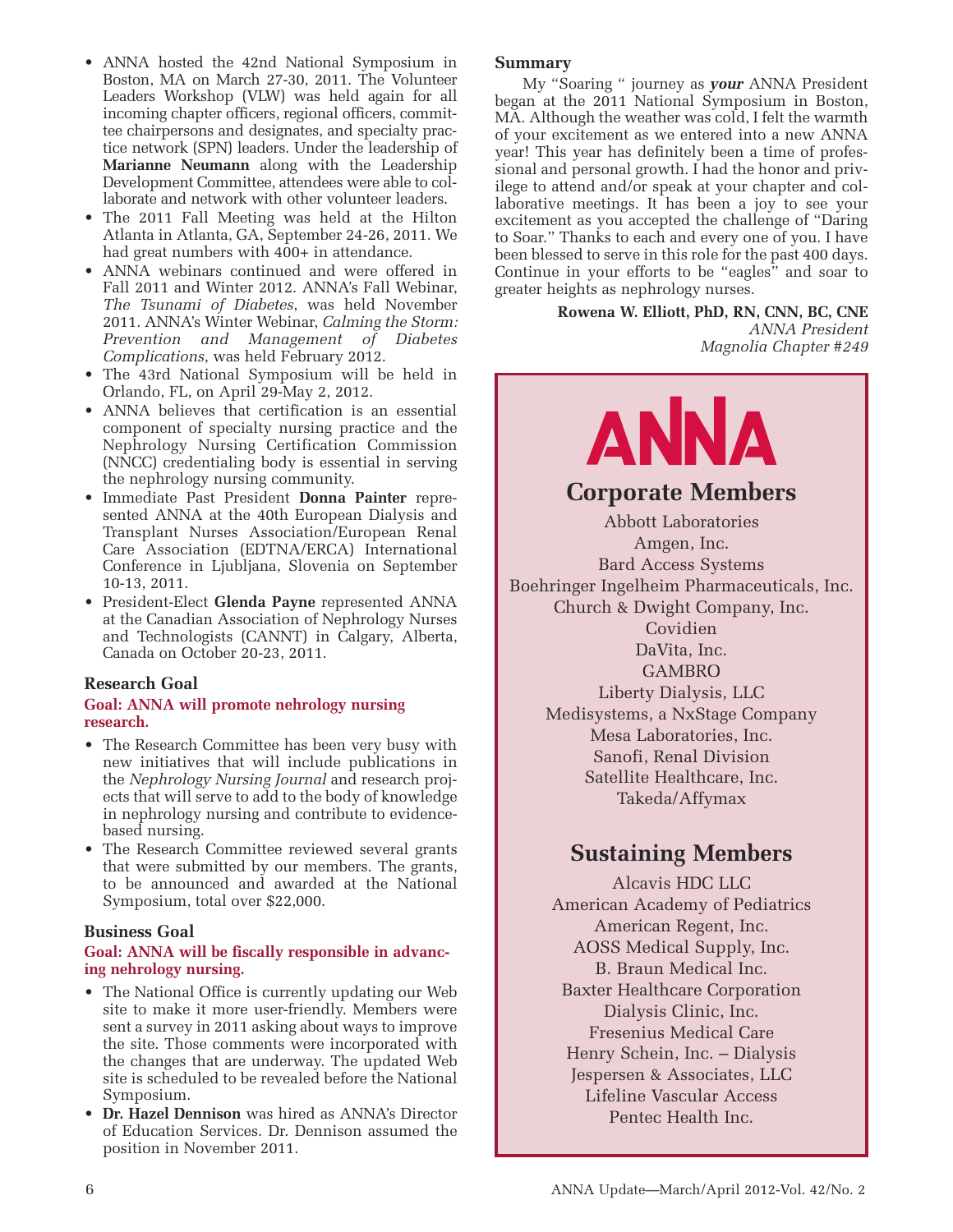- ANNA hosted the 42nd National Symposium in Boston, MA on March 27-30, 2011. The Volunteer Leaders Workshop (VLW) was held again for all incoming chapter officers, regional officers, committee chairpersons and designates, and specialty practice network (SPN) leaders. Under the leadership of **Marianne Neumann** along with the Leadership Development Committee, attendees were able to collaborate and network with other volunteer leaders.
- The 2011 Fall Meeting was held at the Hilton Atlanta in Atlanta, GA, September 24-26, 2011. We had great numbers with 400+ in attendance.
- ANNA webinars continued and were offered in Fall 2011 and Winter 2012. ANNA's Fall Webinar, *The Tsunami of Diabetes*, was held November 2011. ANNA's Winter Webinar, *Calming the Storm: Prevention and Management of Diabetes Complications*, was held February 2012.
- The 43rd National Symposium will be held in Orlando, FL, on April 29-May 2, 2012.
- ANNA believes that certification is an essential component of specialty nursing practice and the Nephrology Nursing Certification Commission (NNCC) credentialing body is essential in serving the nephrology nursing community.
- Immediate Past President **Donna Painter** represented ANNA at the 40th European Dialysis and Transplant Nurses Association/European Renal Care Association (EDTNA/ERCA) International Conference in Ljubljana, Slovenia on September 10-13, 2011.
- President-Elect **Glenda Payne** represented ANNA at the Canadian Association of Nephrology Nurses and Technologists (CANNT) in Calgary, Alberta, Canada on October 20-23, 2011.

### Research Goal

**Goal: ANNA will promote nehrology nursing research.**

- The Research Committee has been very busy with new initiatives that will include publications in the *Nephrology Nursing Journal* and research projects that will serve to add to the body of knowledge in nephrology nursing and contribute to evidence-based nursing.
- The Research Committee reviewed several grants that were submitted by our members. The grants, to be announced and awarded at the National Symposium, total over $22,000.

### Business Goal

**Goal: ANNA will be fiscally responsible in advancing nehrology nursing.**

- The National Office is currently updating our Web site to make it more user-friendly. Members were sent a survey in 2011 asking about ways to improve the site. Those comments were incorporated with the changes that are underway. The updated Web site is scheduled to be revealed before the National Symposium.
- **Dr. Hazel Dennison** was hired as ANNA's Director of Education Services. Dr. Dennison assumed the position in November 2011.

### Summary

My "Soaring " journey as ***your*** ANNA President began at the 2011 National Symposium in Boston, MA. Although the weather was cold, I felt the warmth of your excitement as we entered into a new ANNA year! This year has definitely been a time of professional and personal growth. I had the honor and privilege to attend and/or speak at your chapter and collaborative meetings. It has been a joy to see your excitement as you accepted the challenge of "Daring to Soar." Thanks to each and every one of you. I have been blessed to serve in this role for the past 400 days. Continue in your efforts to be "eagles" and soar to greater heights as nephrology nurses.

**Rowena W. Elliott, PhD, RN, CNN, BC, CNE**
*ANNA President*
*Magnolia Chapter #249*

ANNA

## Corporate Members

Abbott Laboratories
Amgen, Inc.
Bard Access Systems
Boehringer Ingelheim Pharmaceuticals, Inc.
Church & Dwight Company, Inc.
Covidien
DaVita, Inc.
GAMBRO
Liberty Dialysis, LLC
Medisystems, a NxStage Company
Mesa Laboratories, Inc.
Sanofi, Renal Division
Satellite Healthcare, Inc.
Takeda/Affymax

## Sustaining Members

Alcavis HDC LLC
American Academy of Pediatrics
American Regent, Inc.
AOSS Medical Supply, Inc.
B. Braun Medical Inc.
Baxter Healthcare Corporation
Dialysis Clinic, Inc.
Fresenius Medical Care
Henry Schein, Inc. – Dialysis
Jespersen & Associates, LLC
Lifeline Vascular Access
Pentec Health Inc.